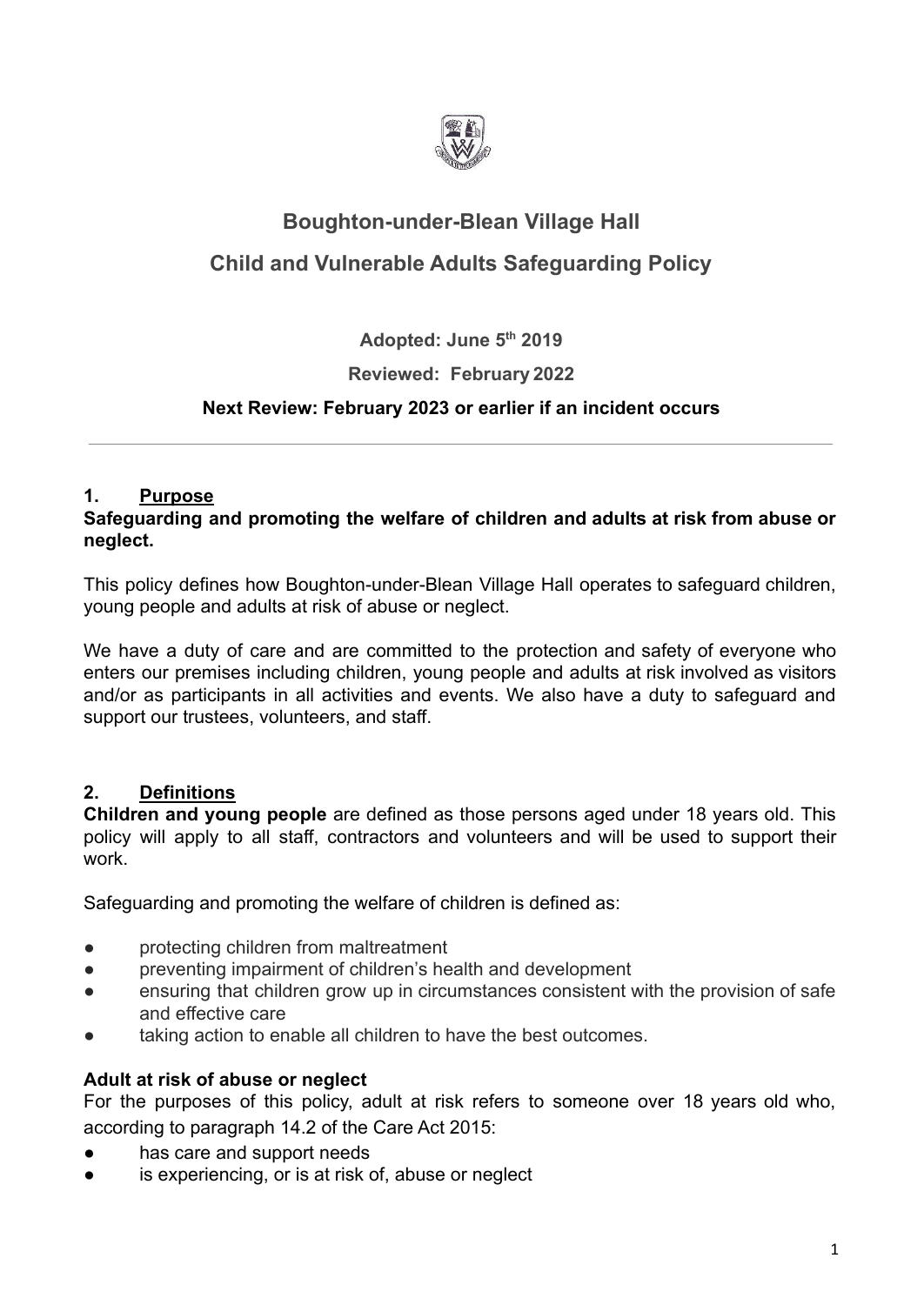# Boughton-under-Blean Village Hall

# Child and Vulnerable Adults Safeguarding Policy

**Adopted: June 5th 2019**

**Reviewed: February 2022**

**Next Review: February 2023 or earlier if an incident occurs**

---

## 1. Purpose

**Safeguarding and promoting the welfare of children and adults at risk from abuse or neglect.**

This policy defines how Boughton-under-Blean Village Hall operates to safeguard children, young people and adults at risk of abuse or neglect.

We have a duty of care and are committed to the protection and safety of everyone who enters our premises including children, young people and adults at risk involved as visitors and/or as participants in all activities and events. We also have a duty to safeguard and support our trustees, volunteers, and staff.

## 2. Definitions

**Children and young people** are defined as those persons aged under 18 years old. This policy will apply to all staff, contractors and volunteers and will be used to support their work.

Safeguarding and promoting the welfare of children is defined as:

- protecting children from maltreatment
- preventing impairment of children's health and development
- ensuring that children grow up in circumstances consistent with the provision of safe and effective care
- taking action to enable all children to have the best outcomes.

### Adult at risk of abuse or neglect

For the purposes of this policy, adult at risk refers to someone over 18 years old who, according to paragraph 14.2 of the Care Act 2015:

- has care and support needs
- is experiencing, or is at risk of, abuse or neglect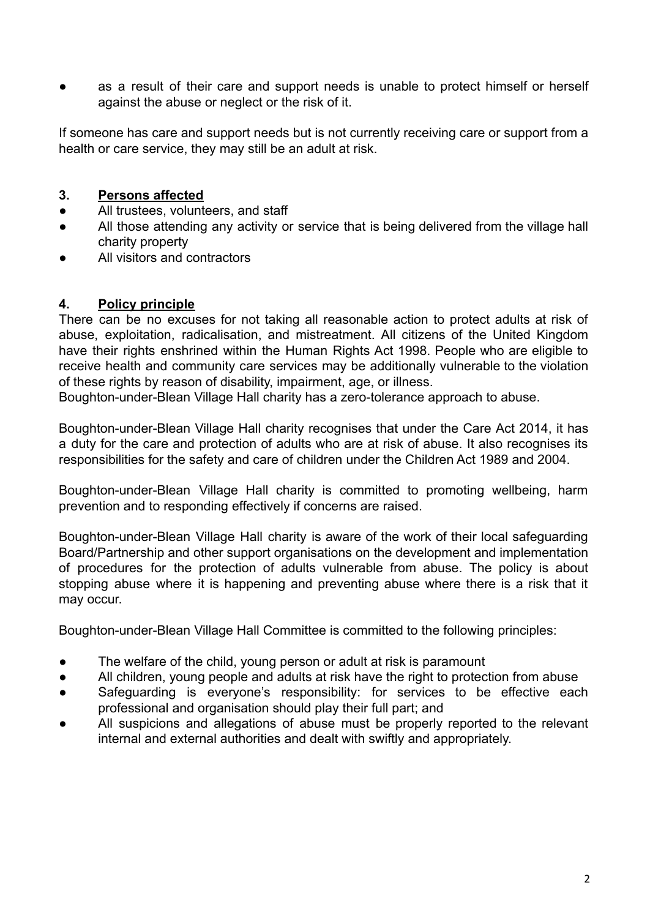- as a result of their care and support needs is unable to protect himself or herself against the abuse or neglect or the risk of it.

If someone has care and support needs but is not currently receiving care or support from a health or care service, they may still be an adult at risk.

## 3. Persons affected

- All trustees, volunteers, and staff
- All those attending any activity or service that is being delivered from the village hall charity property
- All visitors and contractors

## 4. Policy principle

There can be no excuses for not taking all reasonable action to protect adults at risk of abuse, exploitation, radicalisation, and mistreatment. All citizens of the United Kingdom have their rights enshrined within the Human Rights Act 1998. People who are eligible to receive health and community care services may be additionally vulnerable to the violation of these rights by reason of disability, impairment, age, or illness.
Boughton-under-Blean Village Hall charity has a zero-tolerance approach to abuse.

Boughton-under-Blean Village Hall charity recognises that under the Care Act 2014, it has a duty for the care and protection of adults who are at risk of abuse. It also recognises its responsibilities for the safety and care of children under the Children Act 1989 and 2004.

Boughton-under-Blean Village Hall charity is committed to promoting wellbeing, harm prevention and to responding effectively if concerns are raised.

Boughton-under-Blean Village Hall charity is aware of the work of their local safeguarding Board/Partnership and other support organisations on the development and implementation of procedures for the protection of adults vulnerable from abuse. The policy is about stopping abuse where it is happening and preventing abuse where there is a risk that it may occur.

Boughton-under-Blean Village Hall Committee is committed to the following principles:

- The welfare of the child, young person or adult at risk is paramount
- All children, young people and adults at risk have the right to protection from abuse
- Safeguarding is everyone's responsibility: for services to be effective each professional and organisation should play their full part; and
- All suspicions and allegations of abuse must be properly reported to the relevant internal and external authorities and dealt with swiftly and appropriately.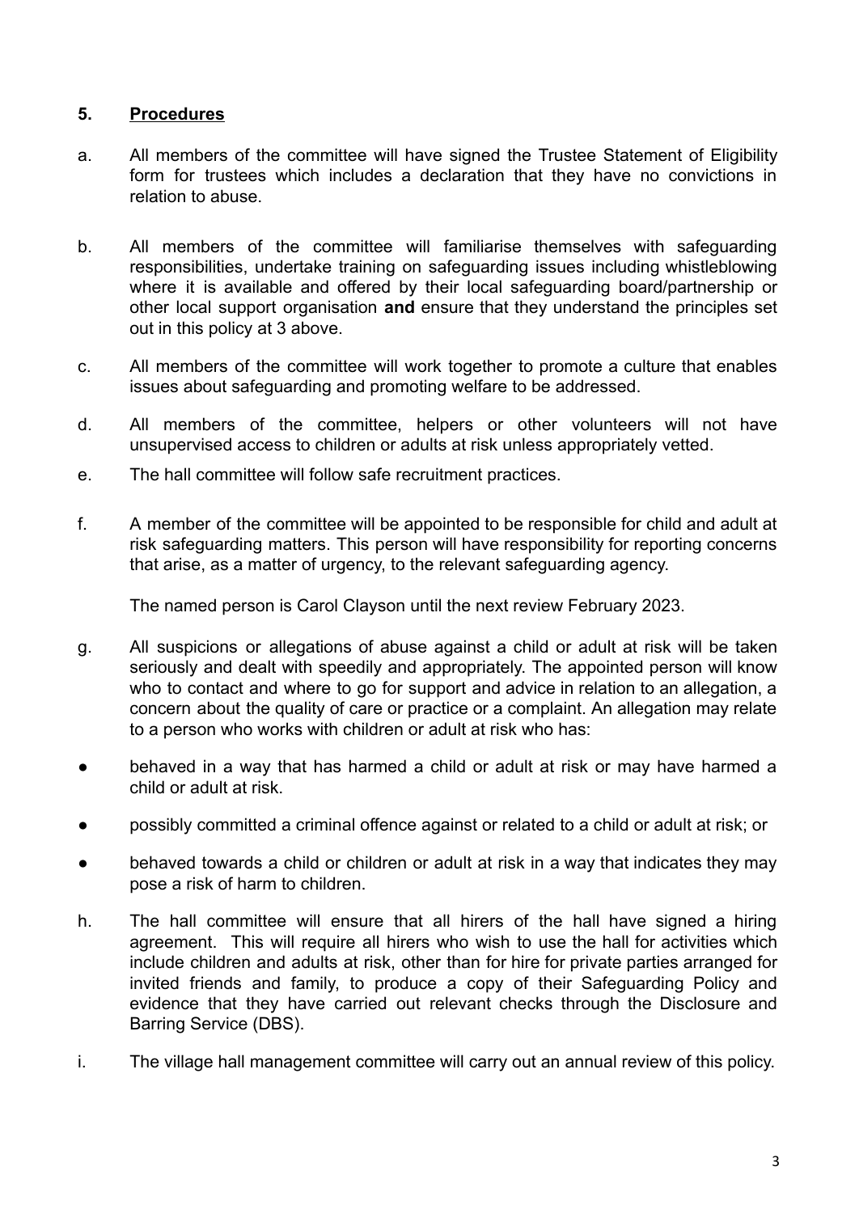## 5. Procedures

a. All members of the committee will have signed the Trustee Statement of Eligibility form for trustees which includes a declaration that they have no convictions in relation to abuse.

b. All members of the committee will familiarise themselves with safeguarding responsibilities, undertake training on safeguarding issues including whistleblowing where it is available and offered by their local safeguarding board/partnership or other local support organisation **and** ensure that they understand the principles set out in this policy at 3 above.

c. All members of the committee will work together to promote a culture that enables issues about safeguarding and promoting welfare to be addressed.

d. All members of the committee, helpers or other volunteers will not have unsupervised access to children or adults at risk unless appropriately vetted.

e. The hall committee will follow safe recruitment practices.

f. A member of the committee will be appointed to be responsible for child and adult at risk safeguarding matters. This person will have responsibility for reporting concerns that arise, as a matter of urgency, to the relevant safeguarding agency.

   The named person is Carol Clayson until the next review February 2023.

g. All suspicions or allegations of abuse against a child or adult at risk will be taken seriously and dealt with speedily and appropriately. The appointed person will know who to contact and where to go for support and advice in relation to an allegation, a concern about the quality of care or practice or a complaint. An allegation may relate to a person who works with children or adult at risk who has:

- behaved in a way that has harmed a child or adult at risk or may have harmed a child or adult at risk.
- possibly committed a criminal offence against or related to a child or adult at risk; or
- behaved towards a child or children or adult at risk in a way that indicates they may pose a risk of harm to children.

h. The hall committee will ensure that all hirers of the hall have signed a hiring agreement. This will require all hirers who wish to use the hall for activities which include children and adults at risk, other than for hire for private parties arranged for invited friends and family, to produce a copy of their Safeguarding Policy and evidence that they have carried out relevant checks through the Disclosure and Barring Service (DBS).

i. The village hall management committee will carry out an annual review of this policy.